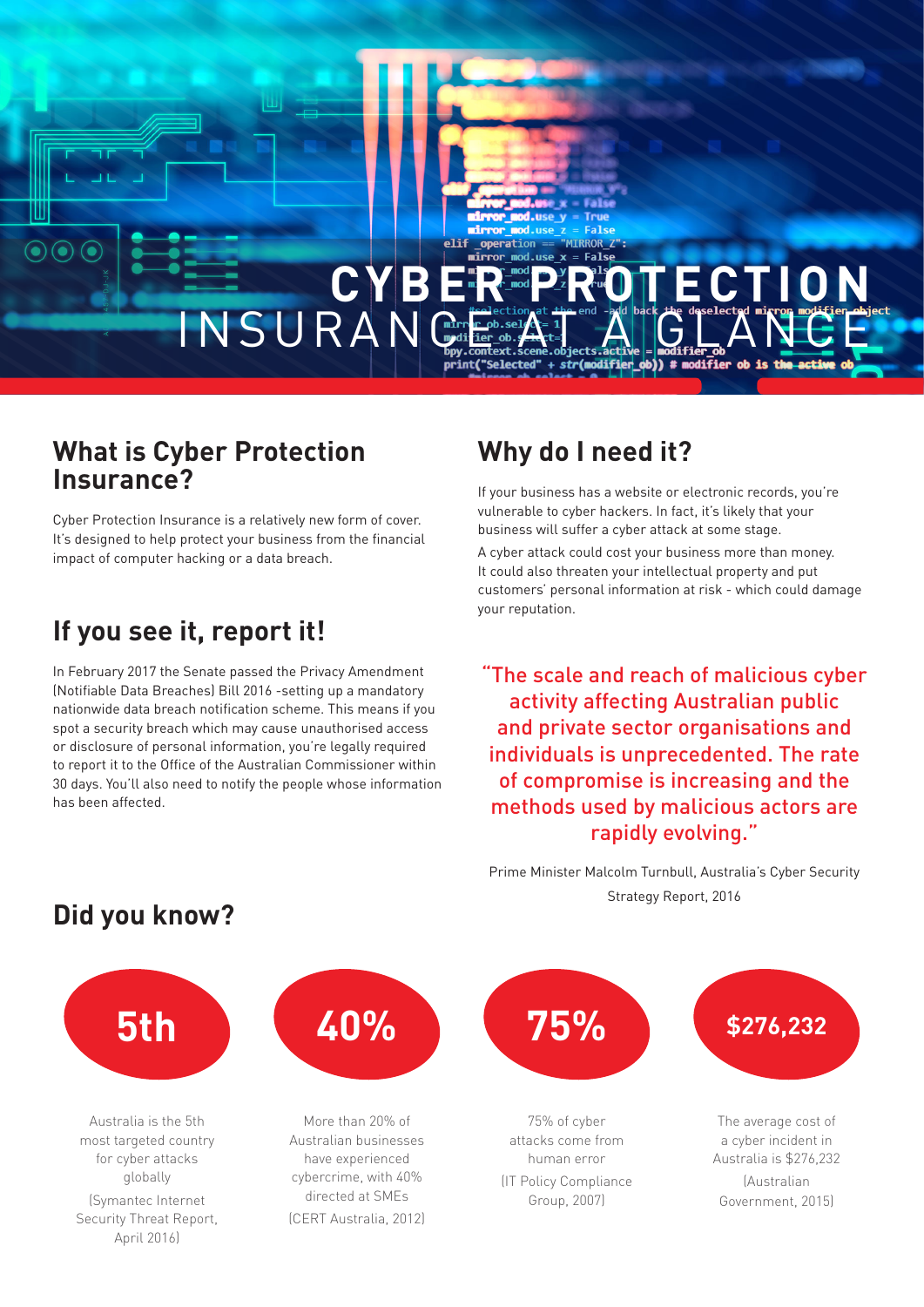# CYBER PROTECTION INSURANCE AT A GLANCE

## What is Cyber Protection Insurance?

Cyber Protection Insurance is a relatively new form of cover. It's designed to help protect your business from the financial impact of computer hacking or a data breach.

## If you see it, report it!

In February 2017 the Senate passed the Privacy Amendment (Notifiable Data Breaches) Bill 2016 -setting up a mandatory nationwide data breach notification scheme. This means if you spot a security breach which may cause unauthorised access or disclosure of personal information, you're legally required to report it to the Office of the Australian Commissioner within 30 days. You'll also need to notify the people whose information has been affected.

## Why do I need it?

If your business has a website or electronic records, you're vulnerable to cyber hackers. In fact, it's likely that your business will suffer a cyber attack at some stage.

A cyber attack could cost your business more than money. It could also threaten your intellectual property and put customers' personal information at risk - which could damage your reputation.

> "The scale and reach of malicious cyber activity affecting Australian public and private sector organisations and individuals is unprecedented. The rate of compromise is increasing and the methods used by malicious actors are rapidly evolving."

Prime Minister Malcolm Turnbull, Australia's Cyber Security Strategy Report, 2016

## Did you know?

**5th**

Australia is the 5th most targeted country for cyber attacks globally

(Symantec Internet Security Threat Report, April 2016)

**40%**

More than 20% of Australian businesses have experienced cybercrime, with 40% directed at SMEs

(CERT Australia, 2012)

**75%**

75% of cyber attacks come from human error

(IT Policy Compliance Group, 2007)

**$276,232**

The average cost of a cyber incident in Australia is $276,232

(Australian Government, 2015)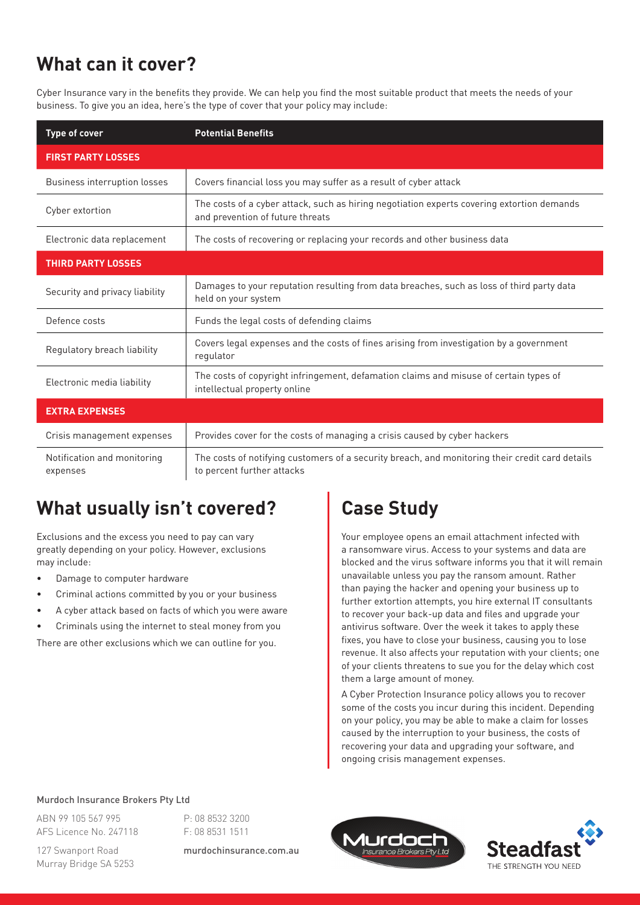## What can it cover?

Cyber Insurance vary in the benefits they provide. We can help you find the most suitable product that meets the needs of your business. To give you an idea, here's the type of cover that your policy may include:

| Type of cover | Potential Benefits |
|---|---|
| **FIRST PARTY LOSSES** | |
| Business interruption losses | Covers financial loss you may suffer as a result of cyber attack |
| Cyber extortion | The costs of a cyber attack, such as hiring negotiation experts covering extortion demands and prevention of future threats |
| Electronic data replacement | The costs of recovering or replacing your records and other business data |
| **THIRD PARTY LOSSES** | |
| Security and privacy liability | Damages to your reputation resulting from data breaches, such as loss of third party data held on your system |
| Defence costs | Funds the legal costs of defending claims |
| Regulatory breach liability | Covers legal expenses and the costs of fines arising from investigation by a government regulator |
| Electronic media liability | The costs of copyright infringement, defamation claims and misuse of certain types of intellectual property online |
| **EXTRA EXPENSES** | |
| Crisis management expenses | Provides cover for the costs of managing a crisis caused by cyber hackers |
| Notification and monitoring expenses | The costs of notifying customers of a security breach, and monitoring their credit card details to percent further attacks |

## What usually isn't covered?

Exclusions and the excess you need to pay can vary greatly depending on your policy. However, exclusions may include:

- Damage to computer hardware
- Criminal actions committed by you or your business
- A cyber attack based on facts of which you were aware
- Criminals using the internet to steal money from you

There are other exclusions which we can outline for you.

## Case Study

Your employee opens an email attachment infected with a ransomware virus. Access to your systems and data are blocked and the virus software informs you that it will remain unavailable unless you pay the ransom amount. Rather than paying the hacker and opening your business up to further extortion attempts, you hire external IT consultants to recover your back-up data and files and upgrade your antivirus software. Over the week it takes to apply these fixes, you have to close your business, causing you to lose revenue. It also affects your reputation with your clients; one of your clients threatens to sue you for the delay which cost them a large amount of money.

A Cyber Protection Insurance policy allows you to recover some of the costs you incur during this incident. Depending on your policy, you may be able to make a claim for losses caused by the interruption to your business, the costs of recovering your data and upgrading your software, and ongoing crisis management expenses.

Murdoch Insurance Brokers Pty Ltd

ABN 99 105 567 995
AFS Licence No. 247118

127 Swanport Road
Murray Bridge SA 5253

P: 08 8532 3200
F: 08 8531 1511

murdochinsurance.com.au

Murdoch Insurance Brokers Pty Ltd

Steadfast THE STRENGTH YOU NEED